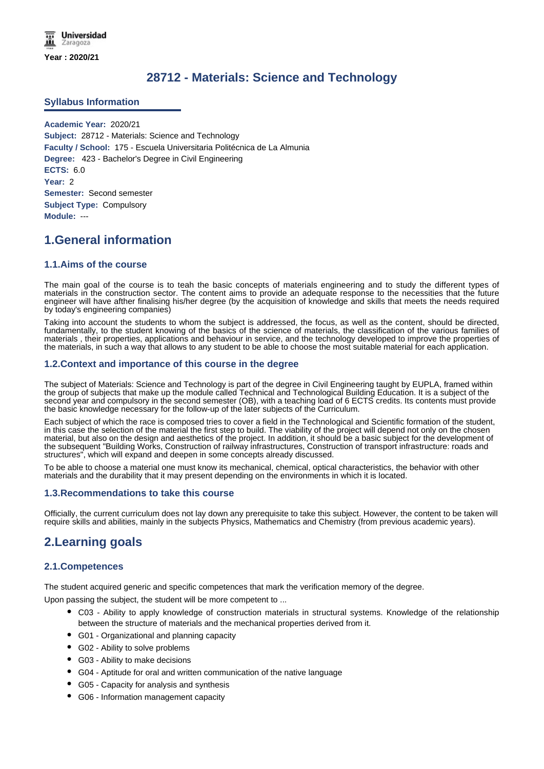Year : 2020/21

# 28712 - Materials: Science and Technology

## Syllabus Information

**Academic Year:** 2020/21
**Subject:** 28712 - Materials: Science and Technology
**Faculty / School:** 175 - Escuela Universitaria Politécnica de La Almunia
**Degree:** 423 - Bachelor's Degree in Civil Engineering
**ECTS:** 6.0
**Year:** 2
**Semester:** Second semester
**Subject Type:** Compulsory
**Module:** ---

# 1.General information

## 1.1.Aims of the course

The main goal of the course is to teah the basic concepts of materials engineering and to study the different types of materials in the construction sector. The content aims to provide an adequate response to the necessities that the future engineer will have afther finalising his/her degree (by the acquisition of knowledge and skills that meets the needs required by today's engineering companies)

Taking into account the students to whom the subject is addressed, the focus, as well as the content, should be directed, fundamentally, to the student knowing of the basics of the science of materials, the classification of the various families of materials , their properties, applications and behaviour in service, and the technology developed to improve the properties of the materials, in such a way that allows to any student to be able to choose the most suitable material for each application.

## 1.2.Context and importance of this course in the degree

The subject of Materials: Science and Technology is part of the degree in Civil Engineering taught by EUPLA, framed within the group of subjects that make up the module called Technical and Technological Building Education. It is a subject of the second year and compulsory in the second semester (OB), with a teaching load of 6 ECTS credits. Its contents must provide the basic knowledge necessary for the follow-up of the later subjects of the Curriculum.

Each subject of which the race is composed tries to cover a field in the Technological and Scientific formation of the student, in this case the selection of the material the first step to build. The viability of the project will depend not only on the chosen material, but also on the design and aesthetics of the project. In addition, it should be a basic subject for the development of the subsequent "Building Works, Construction of railway infrastructures, Construction of transport infrastructure: roads and structures", which will expand and deepen in some concepts already discussed.

To be able to choose a material one must know its mechanical, chemical, optical characteristics, the behavior with other materials and the durability that it may present depending on the environments in which it is located.

## 1.3.Recommendations to take this course

Officially, the current curriculum does not lay down any prerequisite to take this subject. However, the content to be taken will require skills and abilities, mainly in the subjects Physics, Mathematics and Chemistry (from previous academic years).

# 2.Learning goals

## 2.1.Competences

The student acquired generic and specific competences that mark the verification memory of the degree.

Upon passing the subject, the student will be more competent to ...

- C03 - Ability to apply knowledge of construction materials in structural systems. Knowledge of the relationship between the structure of materials and the mechanical properties derived from it.
- G01 - Organizational and planning capacity
- G02 - Ability to solve problems
- G03 - Ability to make decisions
- G04 - Aptitude for oral and written communication of the native language
- G05 - Capacity for analysis and synthesis
- G06 - Information management capacity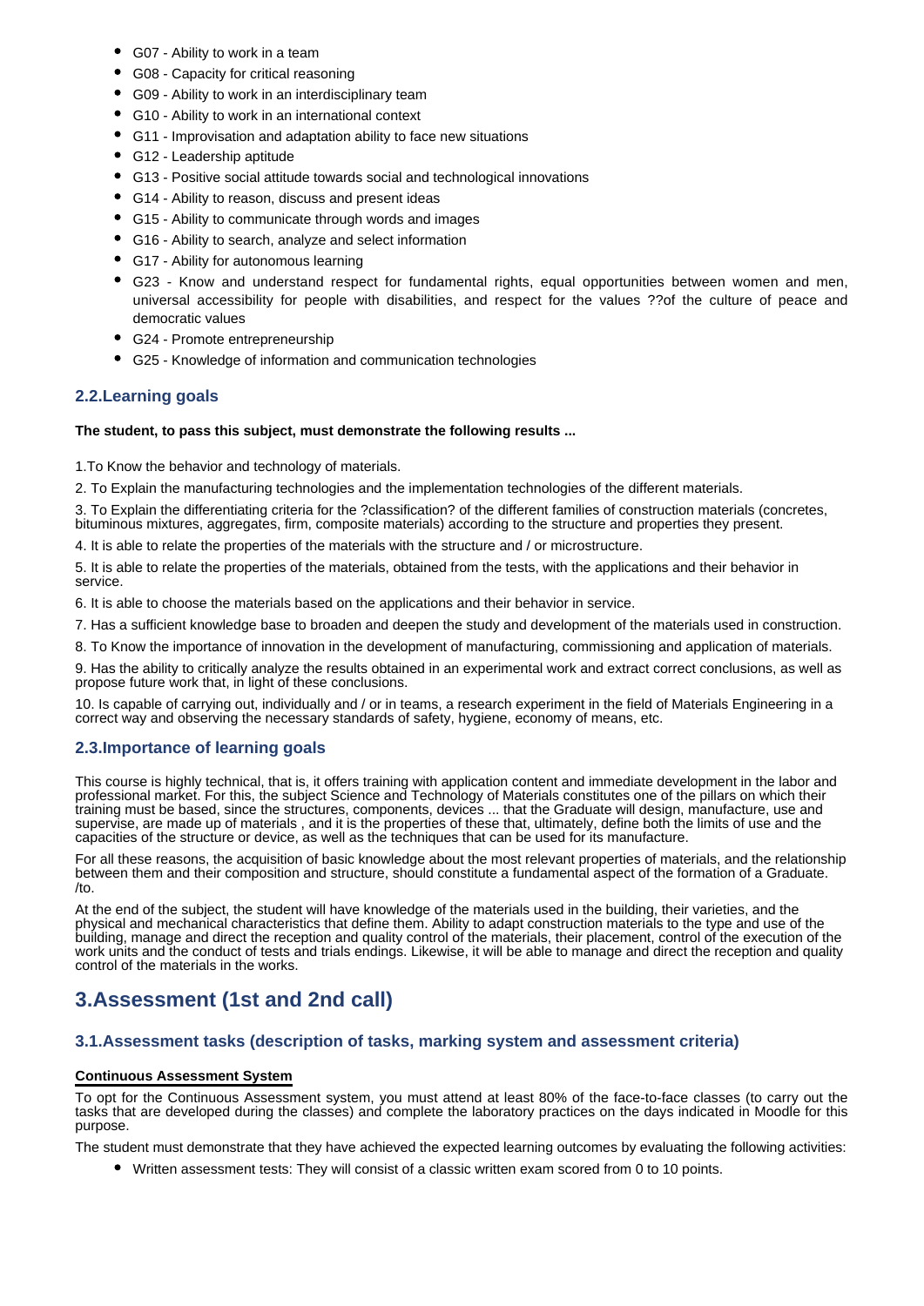- G07 - Ability to work in a team
- G08 - Capacity for critical reasoning
- G09 - Ability to work in an interdisciplinary team
- G10 - Ability to work in an international context
- G11 - Improvisation and adaptation ability to face new situations
- G12 - Leadership aptitude
- G13 - Positive social attitude towards social and technological innovations
- G14 - Ability to reason, discuss and present ideas
- G15 - Ability to communicate through words and images
- G16 - Ability to search, analyze and select information
- G17 - Ability for autonomous learning
- G23 - Know and understand respect for fundamental rights, equal opportunities between women and men, universal accessibility for people with disabilities, and respect for the values ??of the culture of peace and democratic values
- G24 - Promote entrepreneurship
- G25 - Knowledge of information and communication technologies

### 2.2.Learning goals

**The student, to pass this subject, must demonstrate the following results ...**

1.To Know the behavior and technology of materials.

2. To Explain the manufacturing technologies and the implementation technologies of the different materials.

3. To Explain the differentiating criteria for the ?classification? of the different families of construction materials (concretes, bituminous mixtures, aggregates, firm, composite materials) according to the structure and properties they present.

4. It is able to relate the properties of the materials with the structure and / or microstructure.

5. It is able to relate the properties of the materials, obtained from the tests, with the applications and their behavior in service.

6. It is able to choose the materials based on the applications and their behavior in service.

7. Has a sufficient knowledge base to broaden and deepen the study and development of the materials used in construction.

8. To Know the importance of innovation in the development of manufacturing, commissioning and application of materials.

9. Has the ability to critically analyze the results obtained in an experimental work and extract correct conclusions, as well as propose future work that, in light of these conclusions.

10. Is capable of carrying out, individually and / or in teams, a research experiment in the field of Materials Engineering in a correct way and observing the necessary standards of safety, hygiene, economy of means, etc.

### 2.3.Importance of learning goals

This course is highly technical, that is, it offers training with application content and immediate development in the labor and professional market. For this, the subject Science and Technology of Materials constitutes one of the pillars on which their training must be based, since the structures, components, devices ... that the Graduate will design, manufacture, use and supervise, are made up of materials , and it is the properties of these that, ultimately, define both the limits of use and the capacities of the structure or device, as well as the techniques that can be used for its manufacture.

For all these reasons, the acquisition of basic knowledge about the most relevant properties of materials, and the relationship between them and their composition and structure, should constitute a fundamental aspect of the formation of a Graduate. /to.

At the end of the subject, the student will have knowledge of the materials used in the building, their varieties, and the physical and mechanical characteristics that define them. Ability to adapt construction materials to the type and use of the building, manage and direct the reception and quality control of the materials, their placement, control of the execution of the work units and the conduct of tests and trials endings. Likewise, it will be able to manage and direct the reception and quality control of the materials in the works.

## 3.Assessment (1st and 2nd call)

### 3.1.Assessment tasks (description of tasks, marking system and assessment criteria)

**Continuous Assessment System**

To opt for the Continuous Assessment system, you must attend at least 80% of the face-to-face classes (to carry out the tasks that are developed during the classes) and complete the laboratory practices on the days indicated in Moodle for this purpose.

The student must demonstrate that they have achieved the expected learning outcomes by evaluating the following activities:

- Written assessment tests: They will consist of a classic written exam scored from 0 to 10 points.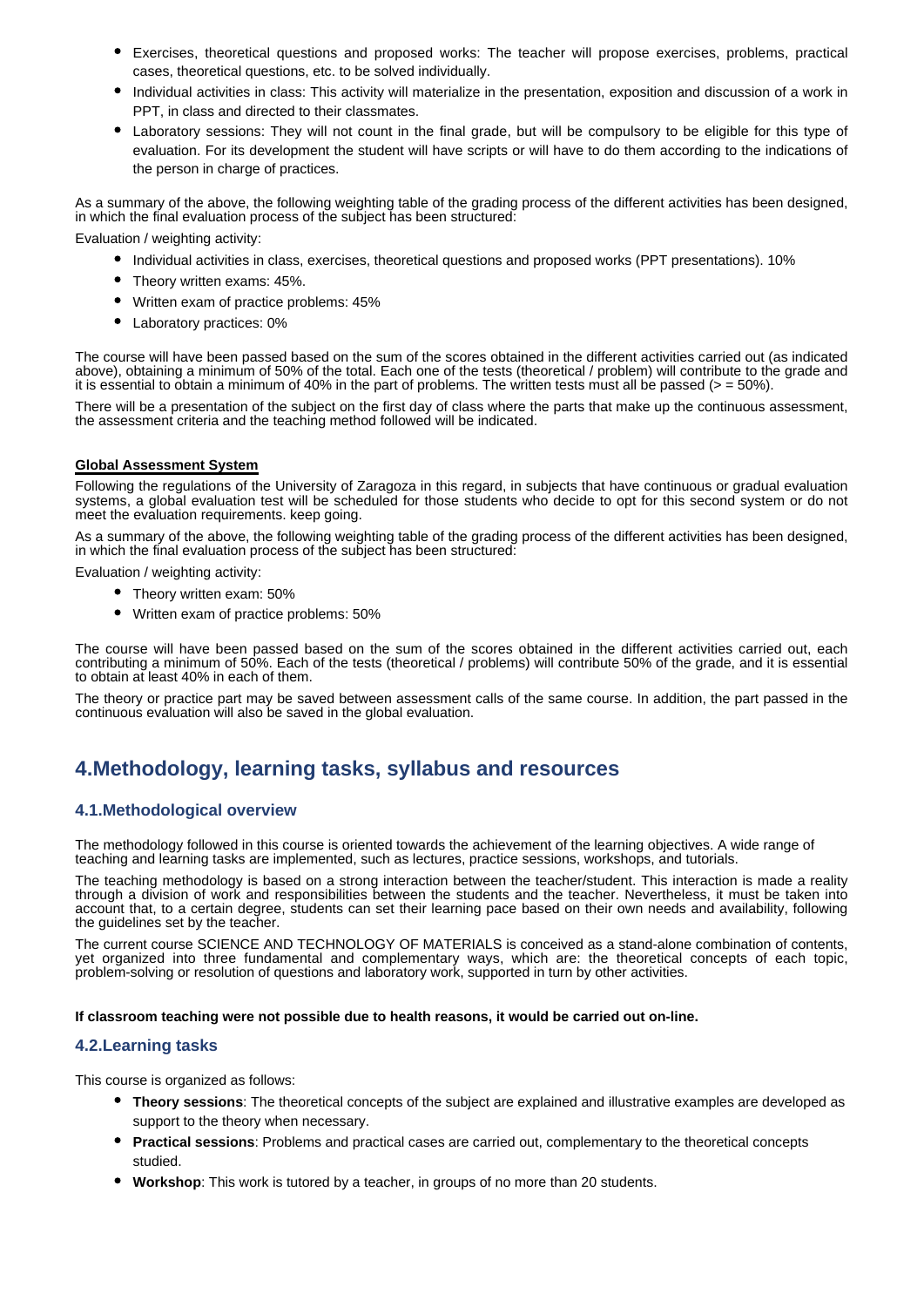- Exercises, theoretical questions and proposed works: The teacher will propose exercises, problems, practical cases, theoretical questions, etc. to be solved individually.
- Individual activities in class: This activity will materialize in the presentation, exposition and discussion of a work in PPT, in class and directed to their classmates.
- Laboratory sessions: They will not count in the final grade, but will be compulsory to be eligible for this type of evaluation. For its development the student will have scripts or will have to do them according to the indications of the person in charge of practices.

As a summary of the above, the following weighting table of the grading process of the different activities has been designed, in which the final evaluation process of the subject has been structured:

Evaluation / weighting activity:

- Individual activities in class, exercises, theoretical questions and proposed works (PPT presentations). 10%
- Theory written exams: 45%.
- Written exam of practice problems: 45%
- Laboratory practices: 0%

The course will have been passed based on the sum of the scores obtained in the different activities carried out (as indicated above), obtaining a minimum of 50% of the total. Each one of the tests (theoretical / problem) will contribute to the grade and it is essential to obtain a minimum of 40% in the part of problems. The written tests must all be passed (> = 50%).

There will be a presentation of the subject on the first day of class where the parts that make up the continuous assessment, the assessment criteria and the teaching method followed will be indicated.

**Global Assessment System**

Following the regulations of the University of Zaragoza in this regard, in subjects that have continuous or gradual evaluation systems, a global evaluation test will be scheduled for those students who decide to opt for this second system or do not meet the evaluation requirements. keep going.

As a summary of the above, the following weighting table of the grading process of the different activities has been designed, in which the final evaluation process of the subject has been structured:

Evaluation / weighting activity:

- Theory written exam: 50%
- Written exam of practice problems: 50%

The course will have been passed based on the sum of the scores obtained in the different activities carried out, each contributing a minimum of 50%. Each of the tests (theoretical / problems) will contribute 50% of the grade, and it is essential to obtain at least 40% in each of them.

The theory or practice part may be saved between assessment calls of the same course. In addition, the part passed in the continuous evaluation will also be saved in the global evaluation.

# 4.Methodology, learning tasks, syllabus and resources

## 4.1.Methodological overview

The methodology followed in this course is oriented towards the achievement of the learning objectives. A wide range of teaching and learning tasks are implemented, such as lectures, practice sessions, workshops, and tutorials.

The teaching methodology is based on a strong interaction between the teacher/student. This interaction is made a reality through a division of work and responsibilities between the students and the teacher. Nevertheless, it must be taken into account that, to a certain degree, students can set their learning pace based on their own needs and availability, following the guidelines set by the teacher.

The current course SCIENCE AND TECHNOLOGY OF MATERIALS is conceived as a stand-alone combination of contents, yet organized into three fundamental and complementary ways, which are: the theoretical concepts of each topic, problem-solving or resolution of questions and laboratory work, supported in turn by other activities.

**If classroom teaching were not possible due to health reasons, it would be carried out on-line.**

## 4.2.Learning tasks

This course is organized as follows:

- **Theory sessions**: The theoretical concepts of the subject are explained and illustrative examples are developed as support to the theory when necessary.
- **Practical sessions**: Problems and practical cases are carried out, complementary to the theoretical concepts studied.
- **Workshop**: This work is tutored by a teacher, in groups of no more than 20 students.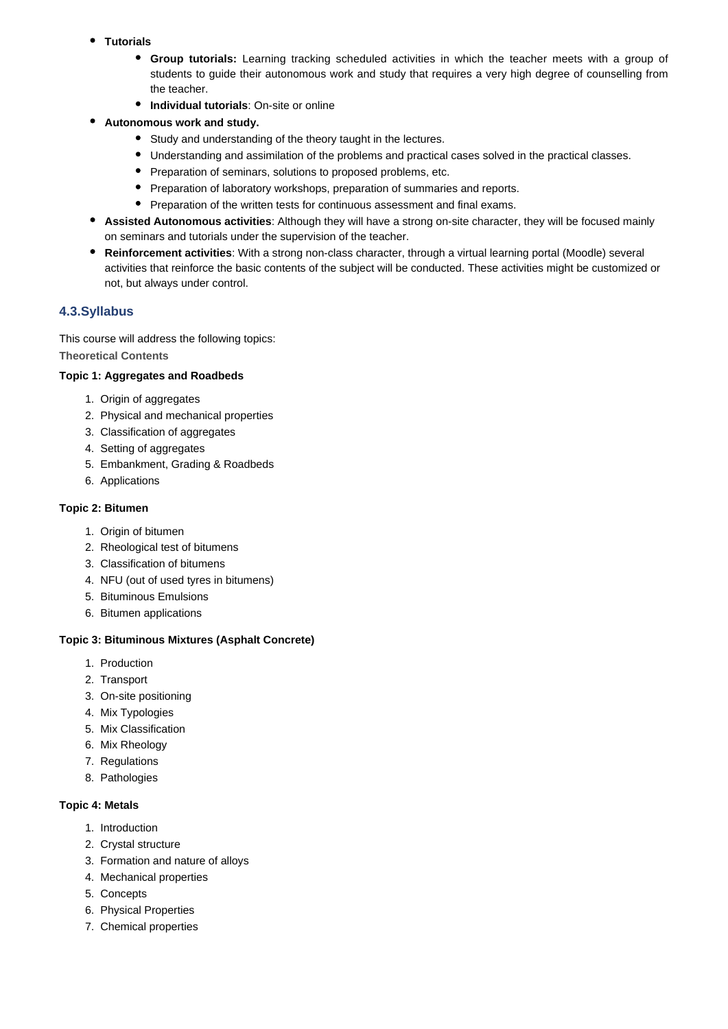- **Tutorials**
  - **Group tutorials:** Learning tracking scheduled activities in which the teacher meets with a group of students to guide their autonomous work and study that requires a very high degree of counselling from the teacher.
  - **Individual tutorials**: On-site or online
- **Autonomous work and study.**
  - Study and understanding of the theory taught in the lectures.
  - Understanding and assimilation of the problems and practical cases solved in the practical classes.
  - Preparation of seminars, solutions to proposed problems, etc.
  - Preparation of laboratory workshops, preparation of summaries and reports.
  - Preparation of the written tests for continuous assessment and final exams.
- **Assisted Autonomous activities**: Although they will have a strong on-site character, they will be focused mainly on seminars and tutorials under the supervision of the teacher.
- **Reinforcement activities**: With a strong non-class character, through a virtual learning portal (Moodle) several activities that reinforce the basic contents of the subject will be conducted. These activities might be customized or not, but always under control.

## 4.3.Syllabus

This course will address the following topics:

**Theoretical Contents**

**Topic 1: Aggregates and Roadbeds**

1. Origin of aggregates
2. Physical and mechanical properties
3. Classification of aggregates
4. Setting of aggregates
5. Embankment, Grading & Roadbeds
6. Applications

**Topic 2: Bitumen**

1. Origin of bitumen
2. Rheological test of bitumens
3. Classification of bitumens
4. NFU (out of used tyres in bitumens)
5. Bituminous Emulsions
6. Bitumen applications

**Topic 3: Bituminous Mixtures (Asphalt Concrete)**

1. Production
2. Transport
3. On-site positioning
4. Mix Typologies
5. Mix Classification
6. Mix Rheology
7. Regulations
8. Pathologies

**Topic 4: Metals**

1. Introduction
2. Crystal structure
3. Formation and nature of alloys
4. Mechanical properties
5. Concepts
6. Physical Properties
7. Chemical properties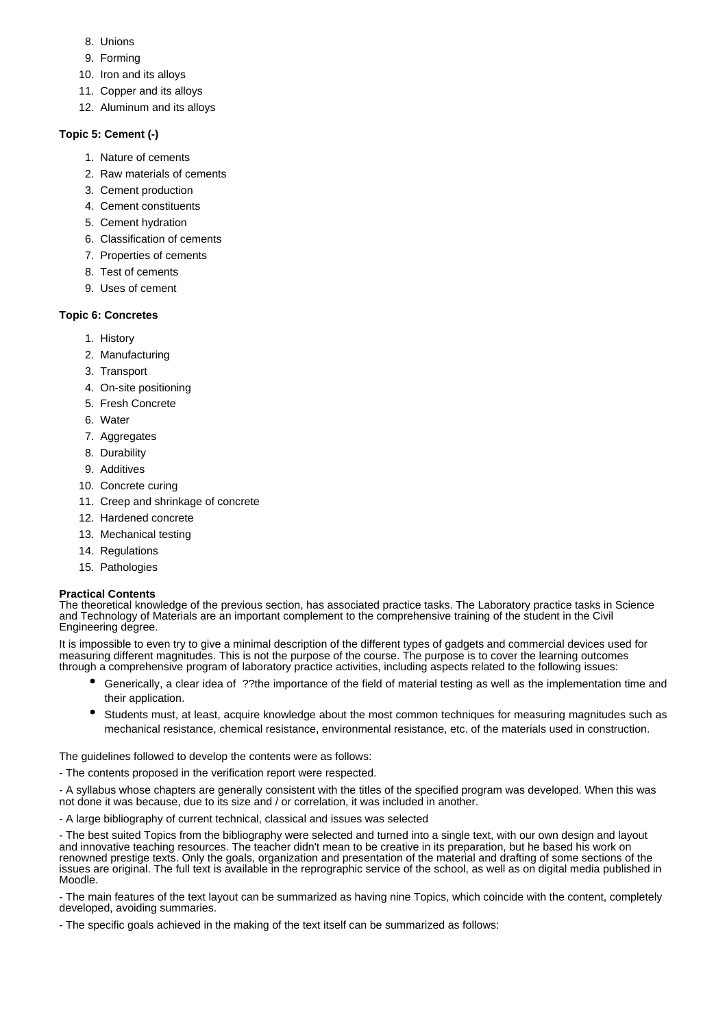8. Unions
9. Forming
10. Iron and its alloys
11. Copper and its alloys
12. Aluminum and its alloys

**Topic 5: Cement (-)**

1. Nature of cements
2. Raw materials of cements
3. Cement production
4. Cement constituents
5. Cement hydration
6. Classification of cements
7. Properties of cements
8. Test of cements
9. Uses of cement

**Topic 6: Concretes**

1. History
2. Manufacturing
3. Transport
4. On-site positioning
5. Fresh Concrete
6. Water
7. Aggregates
8. Durability
9. Additives
10. Concrete curing
11. Creep and shrinkage of concrete
12. Hardened concrete
13. Mechanical testing
14. Regulations
15. Pathologies

**Practical Contents**

The theoretical knowledge of the previous section, has associated practice tasks. The Laboratory practice tasks in Science and Technology of Materials are an important complement to the comprehensive training of the student in the Civil Engineering degree.

It is impossible to even try to give a minimal description of the different types of gadgets and commercial devices used for measuring different magnitudes. This is not the purpose of the course. The purpose is to cover the learning outcomes through a comprehensive program of laboratory practice activities, including aspects related to the following issues:

- Generically, a clear idea of ??the importance of the field of material testing as well as the implementation time and their application.
- Students must, at least, acquire knowledge about the most common techniques for measuring magnitudes such as mechanical resistance, chemical resistance, environmental resistance, etc. of the materials used in construction.

The guidelines followed to develop the contents were as follows:

- The contents proposed in the verification report were respected.

- A syllabus whose chapters are generally consistent with the titles of the specified program was developed. When this was not done it was because, due to its size and / or correlation, it was included in another.

- A large bibliography of current technical, classical and issues was selected

- The best suited Topics from the bibliography were selected and turned into a single text, with our own design and layout and innovative teaching resources. The teacher didn't mean to be creative in its preparation, but he based his work on renowned prestige texts. Only the goals, organization and presentation of the material and drafting of some sections of the issues are original. The full text is available in the reprographic service of the school, as well as on digital media published in Moodle.

- The main features of the text layout can be summarized as having nine Topics, which coincide with the content, completely developed, avoiding summaries.

- The specific goals achieved in the making of the text itself can be summarized as follows: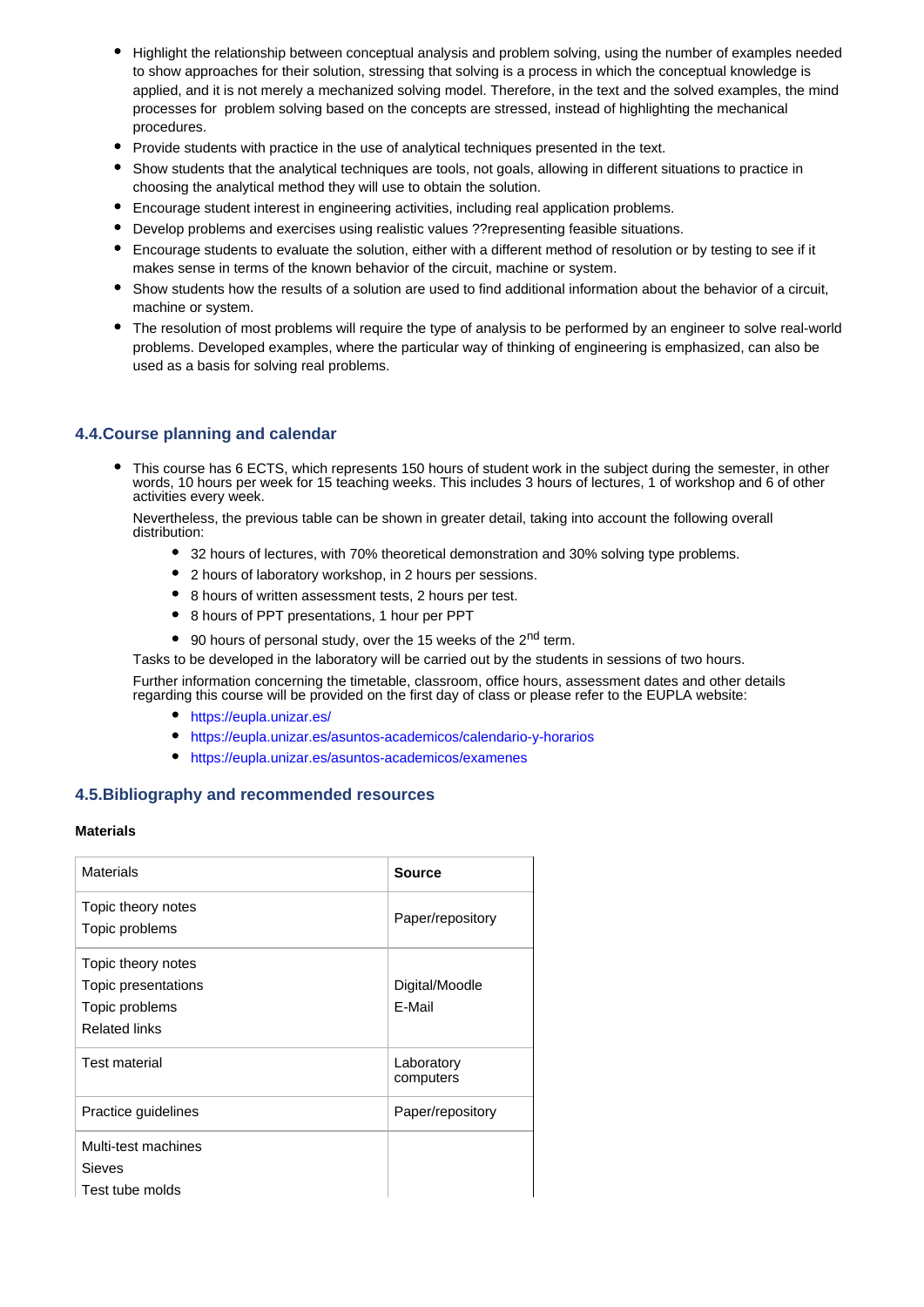- Highlight the relationship between conceptual analysis and problem solving, using the number of examples needed to show approaches for their solution, stressing that solving is a process in which the conceptual knowledge is applied, and it is not merely a mechanized solving model. Therefore, in the text and the solved examples, the mind processes for problem solving based on the concepts are stressed, instead of highlighting the mechanical procedures.
- Provide students with practice in the use of analytical techniques presented in the text.
- Show students that the analytical techniques are tools, not goals, allowing in different situations to practice in choosing the analytical method they will use to obtain the solution.
- Encourage student interest in engineering activities, including real application problems.
- Develop problems and exercises using realistic values ??representing feasible situations.
- Encourage students to evaluate the solution, either with a different method of resolution or by testing to see if it makes sense in terms of the known behavior of the circuit, machine or system.
- Show students how the results of a solution are used to find additional information about the behavior of a circuit, machine or system.
- The resolution of most problems will require the type of analysis to be performed by an engineer to solve real-world problems. Developed examples, where the particular way of thinking of engineering is emphasized, can also be used as a basis for solving real problems.

## 4.4.Course planning and calendar

- This course has 6 ECTS, which represents 150 hours of student work in the subject during the semester, in other words, 10 hours per week for 15 teaching weeks. This includes 3 hours of lectures, 1 of workshop and 6 of other activities every week.

  Nevertheless, the previous table can be shown in greater detail, taking into account the following overall distribution:

  - 32 hours of lectures, with 70% theoretical demonstration and 30% solving type problems.
  - 2 hours of laboratory workshop, in 2 hours per sessions.
  - 8 hours of written assessment tests, 2 hours per test.
  - 8 hours of PPT presentations, 1 hour per PPT
  - 90 hours of personal study, over the 15 weeks of the 2nd term.

  Tasks to be developed in the laboratory will be carried out by the students in sessions of two hours.

  Further information concerning the timetable, classroom, office hours, assessment dates and other details regarding this course will be provided on the first day of class or please refer to the EUPLA website:

  - https://eupla.unizar.es/
  - https://eupla.unizar.es/asuntos-academicos/calendario-y-horarios
  - https://eupla.unizar.es/asuntos-academicos/examenes

## 4.5.Bibliography and recommended resources

**Materials**

| Materials | **Source** |
|---|---|
| Topic theory notes<br>Topic problems | Paper/repository |
| Topic theory notes<br>Topic presentations<br>Topic problems<br>Related links | Digital/Moodle<br>E-Mail |
| Test material | Laboratory computers |
| Practice guidelines | Paper/repository |
| Multi-test machines<br>Sieves<br>Test tube molds | |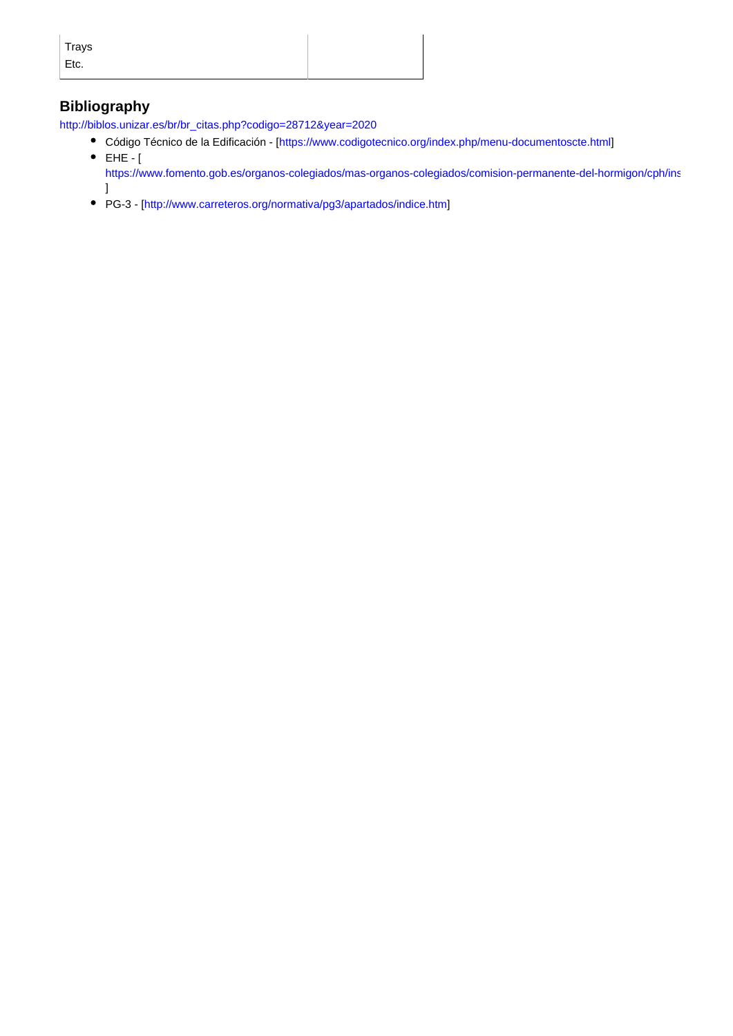| | |
|---|---|
| Trays<br>Etc. | |

## Bibliography

http://biblios.unizar.es/br/br_citas.php?codigo=28712&year=2020

- Código Técnico de la Edificación - [https://www.codigotecnico.org/index.php/menu-documentoscte.html]
- EHE - [ https://www.fomento.gob.es/organos-colegiados/mas-organos-colegiados/comision-permanente-del-hormigon/cph/ins ]
- PG-3 - [http://www.carreteros.org/normativa/pg3/apartados/indice.htm]